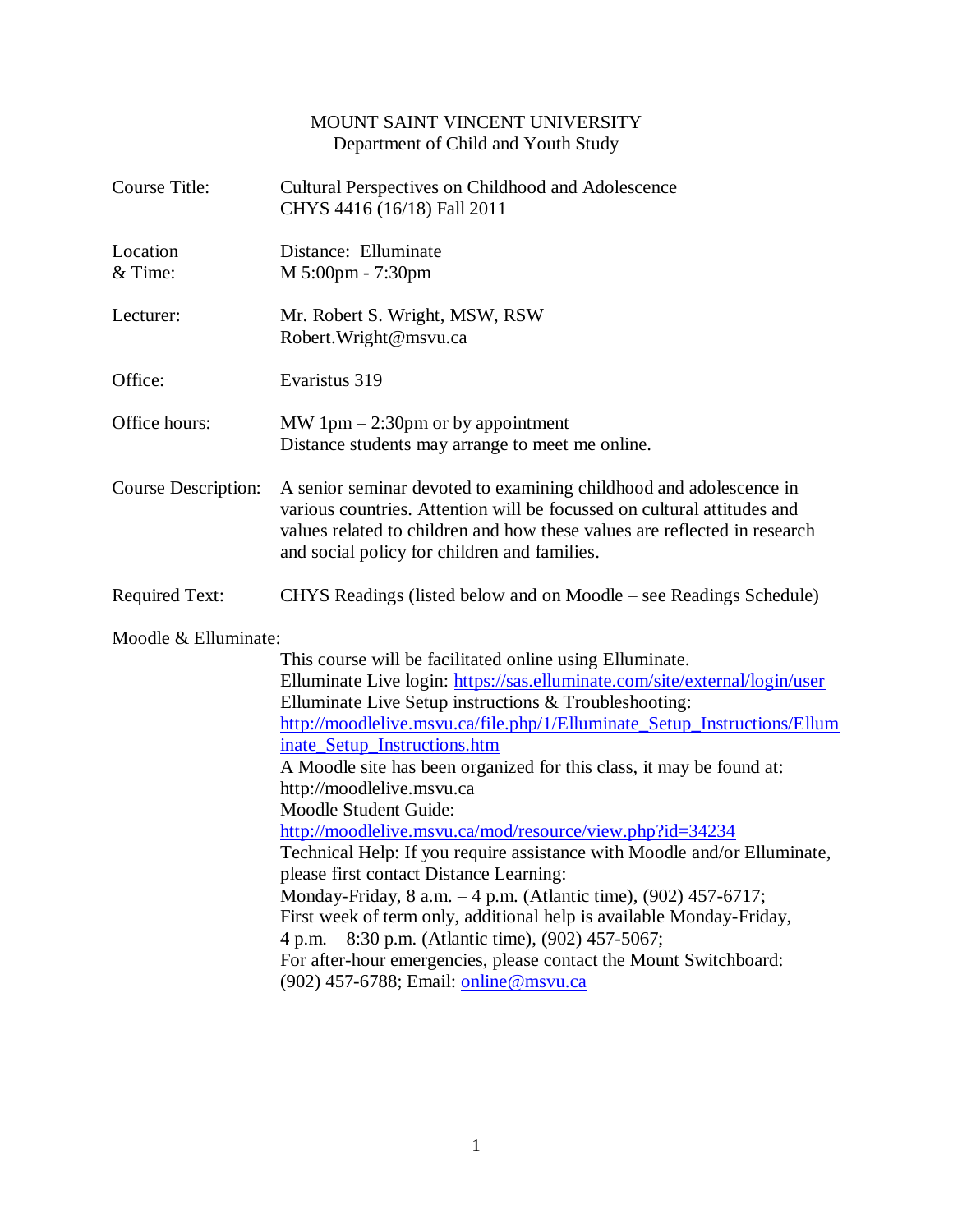MOUNT SAINT VINCENT UNIVERSITY
Department of Child and Youth Study

**Course Title:** Cultural Perspectives on Childhood and Adolescence
CHYS 4416 (16/18) Fall 2011

**Location & Time:** Distance: Elluminate
M 5:00pm - 7:30pm

**Lecturer:** Mr. Robert S. Wright, MSW, RSW
Robert.Wright@msvu.ca

**Office:** Evaristus 319

**Office hours:** MW 1pm – 2:30pm or by appointment
Distance students may arrange to meet me online.

**Course Description:** A senior seminar devoted to examining childhood and adolescence in various countries. Attention will be focussed on cultural attitudes and values related to children and how these values are reflected in research and social policy for children and families.

**Required Text:** CHYS Readings (listed below and on Moodle – see Readings Schedule)

**Moodle & Elluminate:**

This course will be facilitated online using Elluminate.
Elluminate Live login: https://sas.elluminate.com/site/external/login/user
Elluminate Live Setup instructions & Troubleshooting:
http://moodlelive.msvu.ca/file.php/1/Elluminate_Setup_Instructions/Elluminate_Setup_Instructions.htm
A Moodle site has been organized for this class, it may be found at:
http://moodlelive.msvu.ca
Moodle Student Guide:
http://moodlelive.msvu.ca/mod/resource/view.php?id=34234
Technical Help: If you require assistance with Moodle and/or Elluminate, please first contact Distance Learning:
Monday-Friday, 8 a.m. – 4 p.m. (Atlantic time), (902) 457-6717;
First week of term only, additional help is available Monday-Friday, 4 p.m. – 8:30 p.m. (Atlantic time), (902) 457-5067;
For after-hour emergencies, please contact the Mount Switchboard: (902) 457-6788; Email: online@msvu.ca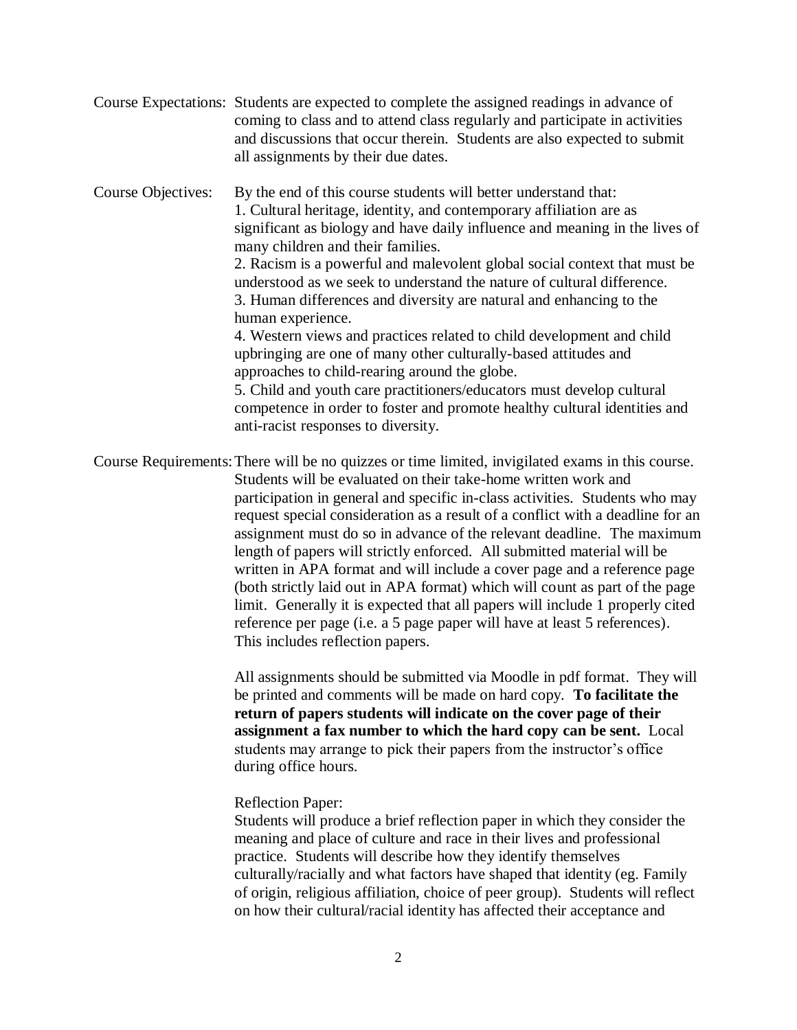**Course Expectations:** Students are expected to complete the assigned readings in advance of coming to class and to attend class regularly and participate in activities and discussions that occur therein. Students are also expected to submit all assignments by their due dates.

**Course Objectives:** By the end of this course students will better understand that:

1. Cultural heritage, identity, and contemporary affiliation are as significant as biology and have daily influence and meaning in the lives of many children and their families.
2. Racism is a powerful and malevolent global social context that must be understood as we seek to understand the nature of cultural difference.
3. Human differences and diversity are natural and enhancing to the human experience.
4. Western views and practices related to child development and child upbringing are one of many other culturally-based attitudes and approaches to child-rearing around the globe.
5. Child and youth care practitioners/educators must develop cultural competence in order to foster and promote healthy cultural identities and anti-racist responses to diversity.

**Course Requirements:** There will be no quizzes or time limited, invigilated exams in this course. Students will be evaluated on their take-home written work and participation in general and specific in-class activities. Students who may request special consideration as a result of a conflict with a deadline for an assignment must do so in advance of the relevant deadline. The maximum length of papers will strictly enforced. All submitted material will be written in APA format and will include a cover page and a reference page (both strictly laid out in APA format) which will count as part of the page limit. Generally it is expected that all papers will include 1 properly cited reference per page (i.e. a 5 page paper will have at least 5 references). This includes reflection papers.

All assignments should be submitted via Moodle in pdf format. They will be printed and comments will be made on hard copy. **To facilitate the return of papers students will indicate on the cover page of their assignment a fax number to which the hard copy can be sent.** Local students may arrange to pick their papers from the instructor's office during office hours.

Reflection Paper:

Students will produce a brief reflection paper in which they consider the meaning and place of culture and race in their lives and professional practice. Students will describe how they identify themselves culturally/racially and what factors have shaped that identity (eg. Family of origin, religious affiliation, choice of peer group). Students will reflect on how their cultural/racial identity has affected their acceptance and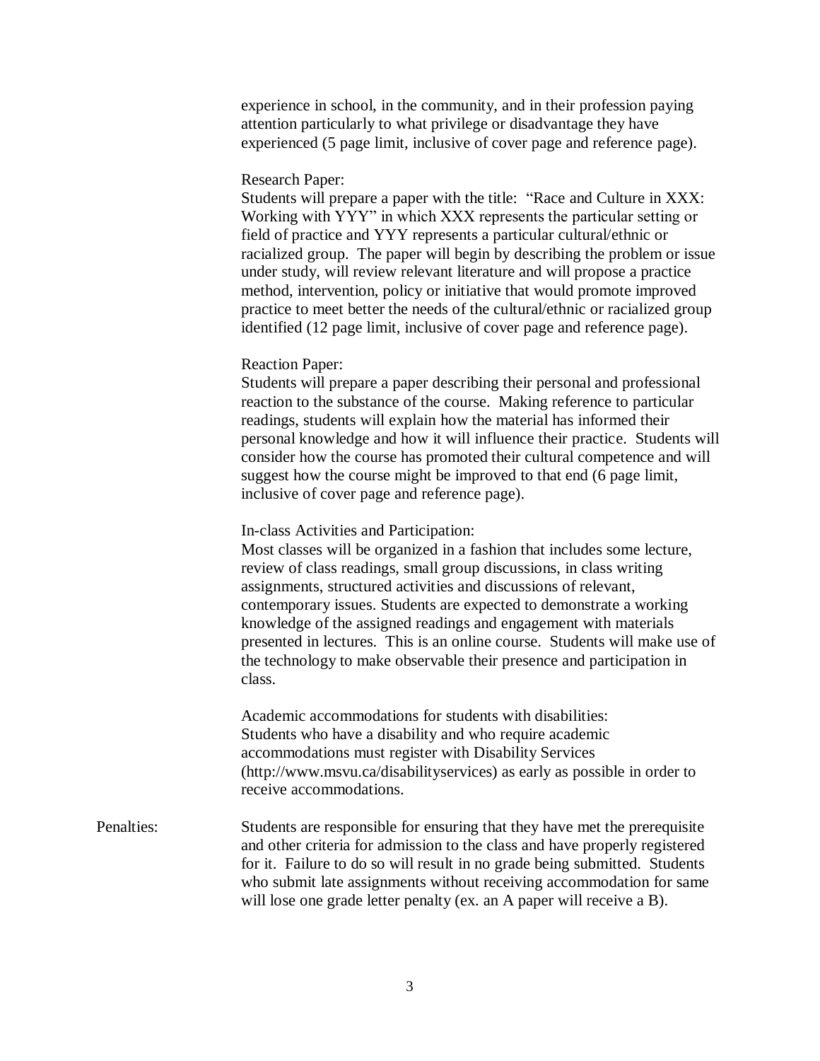experience in school, in the community, and in their profession paying attention particularly to what privilege or disadvantage they have experienced (5 page limit, inclusive of cover page and reference page).

Research Paper:
Students will prepare a paper with the title: "Race and Culture in XXX: Working with YYY" in which XXX represents the particular setting or field of practice and YYY represents a particular cultural/ethnic or racialized group. The paper will begin by describing the problem or issue under study, will review relevant literature and will propose a practice method, intervention, policy or initiative that would promote improved practice to meet better the needs of the cultural/ethnic or racialized group identified (12 page limit, inclusive of cover page and reference page).

Reaction Paper:
Students will prepare a paper describing their personal and professional reaction to the substance of the course. Making reference to particular readings, students will explain how the material has informed their personal knowledge and how it will influence their practice. Students will consider how the course has promoted their cultural competence and will suggest how the course might be improved to that end (6 page limit, inclusive of cover page and reference page).

In-class Activities and Participation:
Most classes will be organized in a fashion that includes some lecture, review of class readings, small group discussions, in class writing assignments, structured activities and discussions of relevant, contemporary issues. Students are expected to demonstrate a working knowledge of the assigned readings and engagement with materials presented in lectures. This is an online course. Students will make use of the technology to make observable their presence and participation in class.

Academic accommodations for students with disabilities:
Students who have a disability and who require academic accommodations must register with Disability Services (http://www.msvu.ca/disabilityservices) as early as possible in order to receive accommodations.

Penalties: Students are responsible for ensuring that they have met the prerequisite and other criteria for admission to the class and have properly registered for it. Failure to do so will result in no grade being submitted. Students who submit late assignments without receiving accommodation for same will lose one grade letter penalty (ex. an A paper will receive a B).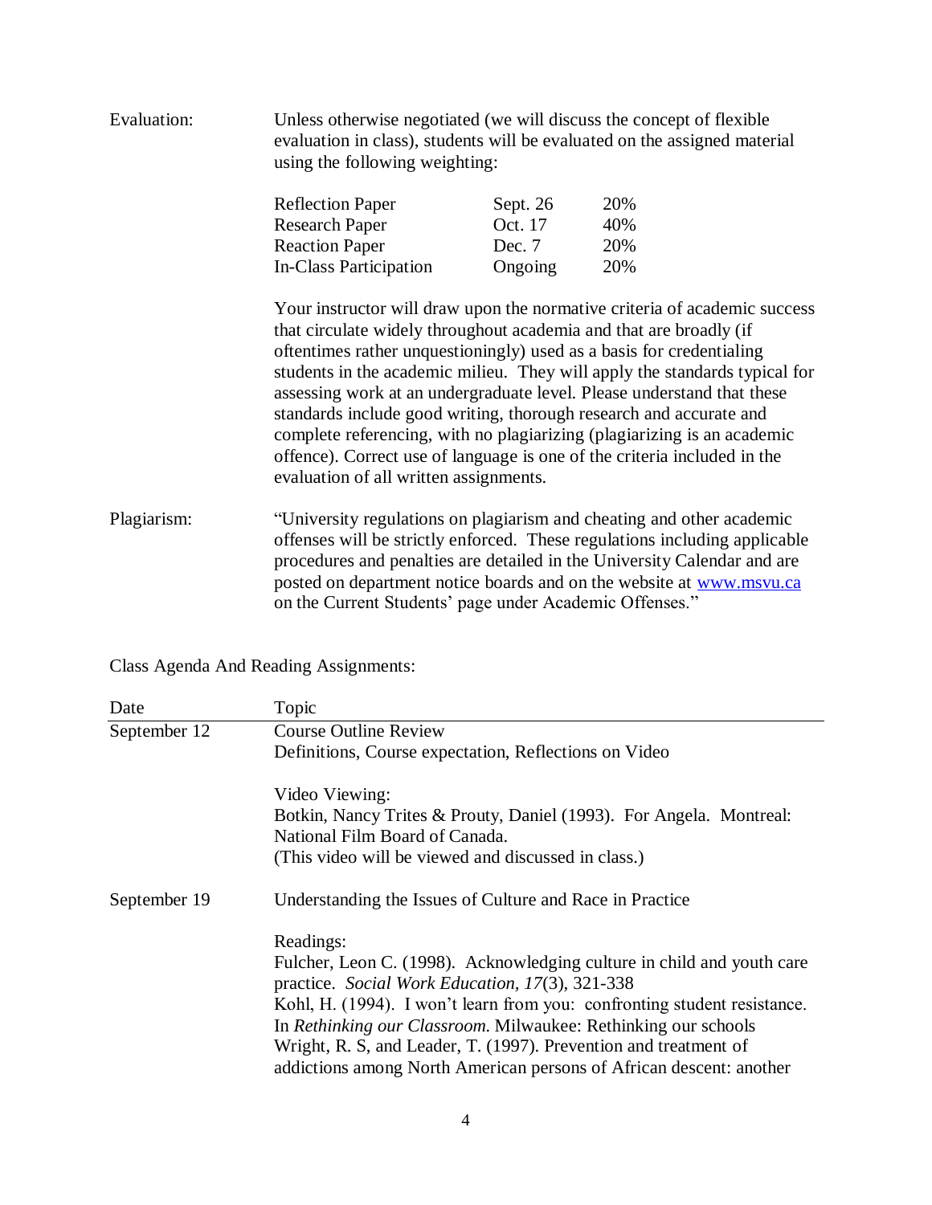**Evaluation:**

Unless otherwise negotiated (we will discuss the concept of flexible evaluation in class), students will be evaluated on the assigned material using the following weighting:

| | | |
|---|---|---|
| Reflection Paper | Sept. 26 | 20% |
| Research Paper | Oct. 17 | 40% |
| Reaction Paper | Dec. 7 | 20% |
| In-Class Participation | Ongoing | 20% |

Your instructor will draw upon the normative criteria of academic success that circulate widely throughout academia and that are broadly (if oftentimes rather unquestioningly) used as a basis for credentialing students in the academic milieu. They will apply the standards typical for assessing work at an undergraduate level. Please understand that these standards include good writing, thorough research and accurate and complete referencing, with no plagiarizing (plagiarizing is an academic offence). Correct use of language is one of the criteria included in the evaluation of all written assignments.

**Plagiarism:**

"University regulations on plagiarism and cheating and other academic offenses will be strictly enforced. These regulations including applicable procedures and penalties are detailed in the University Calendar and are posted on department notice boards and on the website at www.msvu.ca on the Current Students' page under Academic Offenses."

## Class Agenda And Reading Assignments:

| Date | Topic |
|---|---|
| September 12 | Course Outline Review<br>Definitions, Course expectation, Reflections on Video<br><br>Video Viewing:<br>Botkin, Nancy Trites & Prouty, Daniel (1993). For Angela. Montreal: National Film Board of Canada.<br>(This video will be viewed and discussed in class.) |
| September 19 | Understanding the Issues of Culture and Race in Practice<br><br>Readings:<br>Fulcher, Leon C. (1998). Acknowledging culture in child and youth care practice. *Social Work Education, 17*(3), 321-338<br>Kohl, H. (1994). I won't learn from you: confronting student resistance. In *Rethinking our Classroom.* Milwaukee: Rethinking our schools<br>Wright, R. S, and Leader, T. (1997). Prevention and treatment of addictions among North American persons of African descent: another |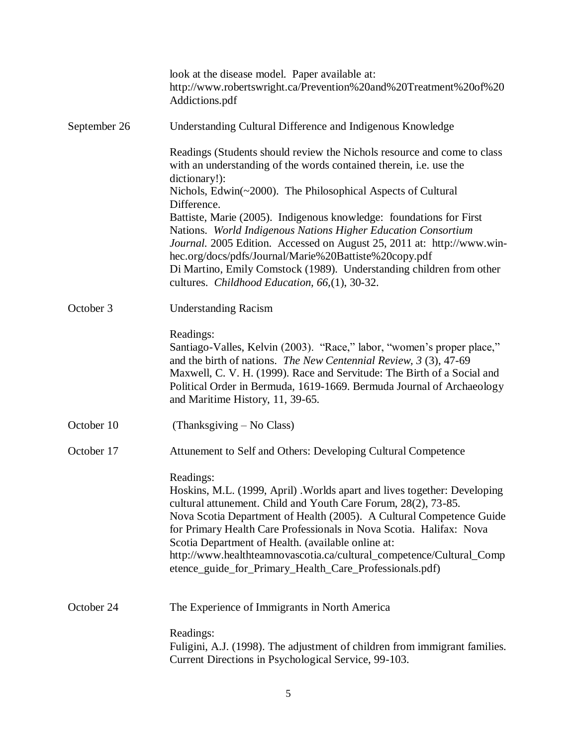look at the disease model. Paper available at: http://www.robertswright.ca/Prevention%20and%20Treatment%20of%20Addictions.pdf

**September 26** — Understanding Cultural Difference and Indigenous Knowledge

Readings (Students should review the Nichols resource and come to class with an understanding of the words contained therein, i.e. use the dictionary!):
Nichols, Edwin(~2000). The Philosophical Aspects of Cultural Difference.
Battiste, Marie (2005). Indigenous knowledge: foundations for First Nations. *World Indigenous Nations Higher Education Consortium Journal.* 2005 Edition. Accessed on August 25, 2011 at: http://www.win-hec.org/docs/pdfs/Journal/Marie%20Battiste%20copy.pdf
Di Martino, Emily Comstock (1989). Understanding children from other cultures. *Childhood Education, 66,*(1), 30-32.

**October 3** — Understanding Racism

Readings:
Santiago-Valles, Kelvin (2003). "Race," labor, "women's proper place," and the birth of nations. *The New Centennial Review, 3* (3), 47-69
Maxwell, C. V. H. (1999). Race and Servitude: The Birth of a Social and Political Order in Bermuda, 1619-1669. Bermuda Journal of Archaeology and Maritime History, 11, 39-65.

**October 10** — (Thanksgiving – No Class)

**October 17** — Attunement to Self and Others: Developing Cultural Competence

Readings:
Hoskins, M.L. (1999, April) .Worlds apart and lives together: Developing cultural attunement. Child and Youth Care Forum, 28(2), 73-85.
Nova Scotia Department of Health (2005). A Cultural Competence Guide for Primary Health Care Professionals in Nova Scotia. Halifax: Nova Scotia Department of Health. (available online at: http://www.healthteamnovascotia.ca/cultural_competence/Cultural_Competence_guide_for_Primary_Health_Care_Professionals.pdf)

**October 24** — The Experience of Immigrants in North America

Readings:
Fuligini, A.J. (1998). The adjustment of children from immigrant families. Current Directions in Psychological Service, 99-103.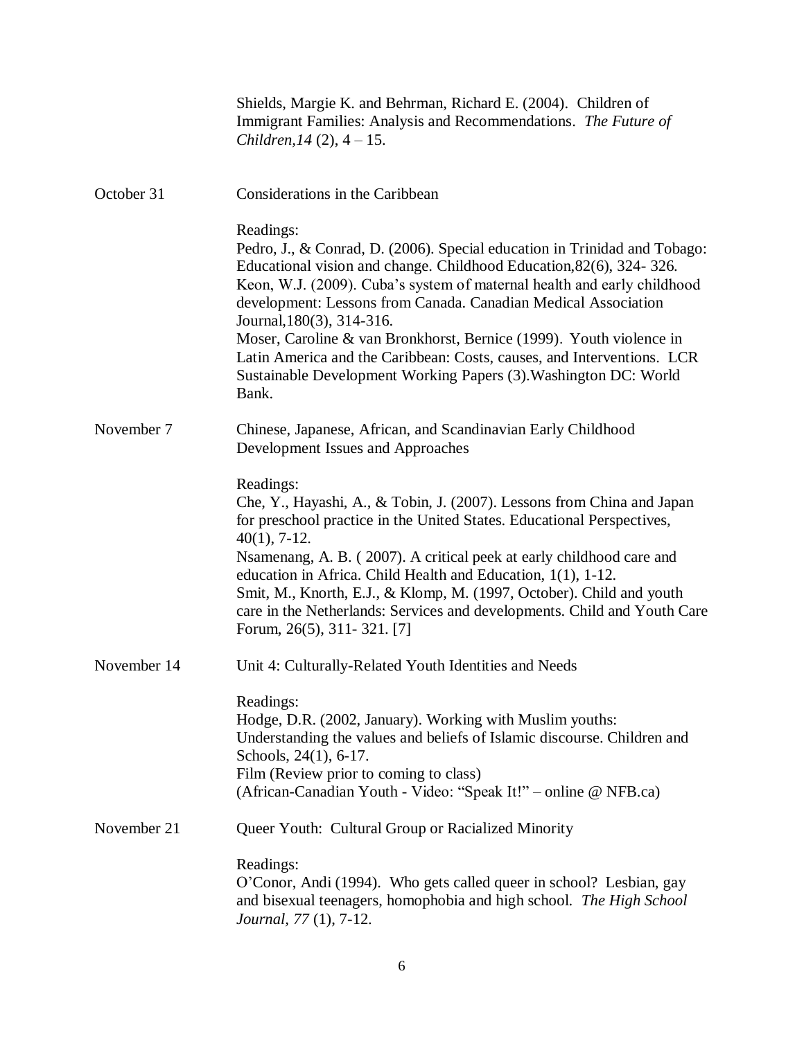Shields, Margie K. and Behrman, Richard E. (2004). Children of Immigrant Families: Analysis and Recommendations. *The Future of Children,14* (2), 4 – 15.

**October 31** — Considerations in the Caribbean

Readings:
Pedro, J., & Conrad, D. (2006). Special education in Trinidad and Tobago: Educational vision and change. Childhood Education,82(6), 324- 326.
Keon, W.J. (2009). Cuba's system of maternal health and early childhood development: Lessons from Canada. Canadian Medical Association Journal,180(3), 314-316.
Moser, Caroline & van Bronkhorst, Bernice (1999). Youth violence in Latin America and the Caribbean: Costs, causes, and Interventions. LCR Sustainable Development Working Papers (3).Washington DC: World Bank.

**November 7** — Chinese, Japanese, African, and Scandinavian Early Childhood Development Issues and Approaches

Readings:
Che, Y., Hayashi, A., & Tobin, J. (2007). Lessons from China and Japan for preschool practice in the United States. Educational Perspectives, 40(1), 7-12.
Nsamenang, A. B. ( 2007). A critical peek at early childhood care and education in Africa. Child Health and Education, 1(1), 1-12.
Smit, M., Knorth, E.J., & Klomp, M. (1997, October). Child and youth care in the Netherlands: Services and developments. Child and Youth Care Forum, 26(5), 311- 321. [7]

**November 14** — Unit 4: Culturally-Related Youth Identities and Needs

Readings:
Hodge, D.R. (2002, January). Working with Muslim youths: Understanding the values and beliefs of Islamic discourse. Children and Schools, 24(1), 6-17.
Film (Review prior to coming to class)
(African-Canadian Youth - Video: "Speak It!" – online @ NFB.ca)

**November 21** — Queer Youth: Cultural Group or Racialized Minority

Readings:
O'Conor, Andi (1994). Who gets called queer in school? Lesbian, gay and bisexual teenagers, homophobia and high school. *The High School Journal, 77* (1), 7-12.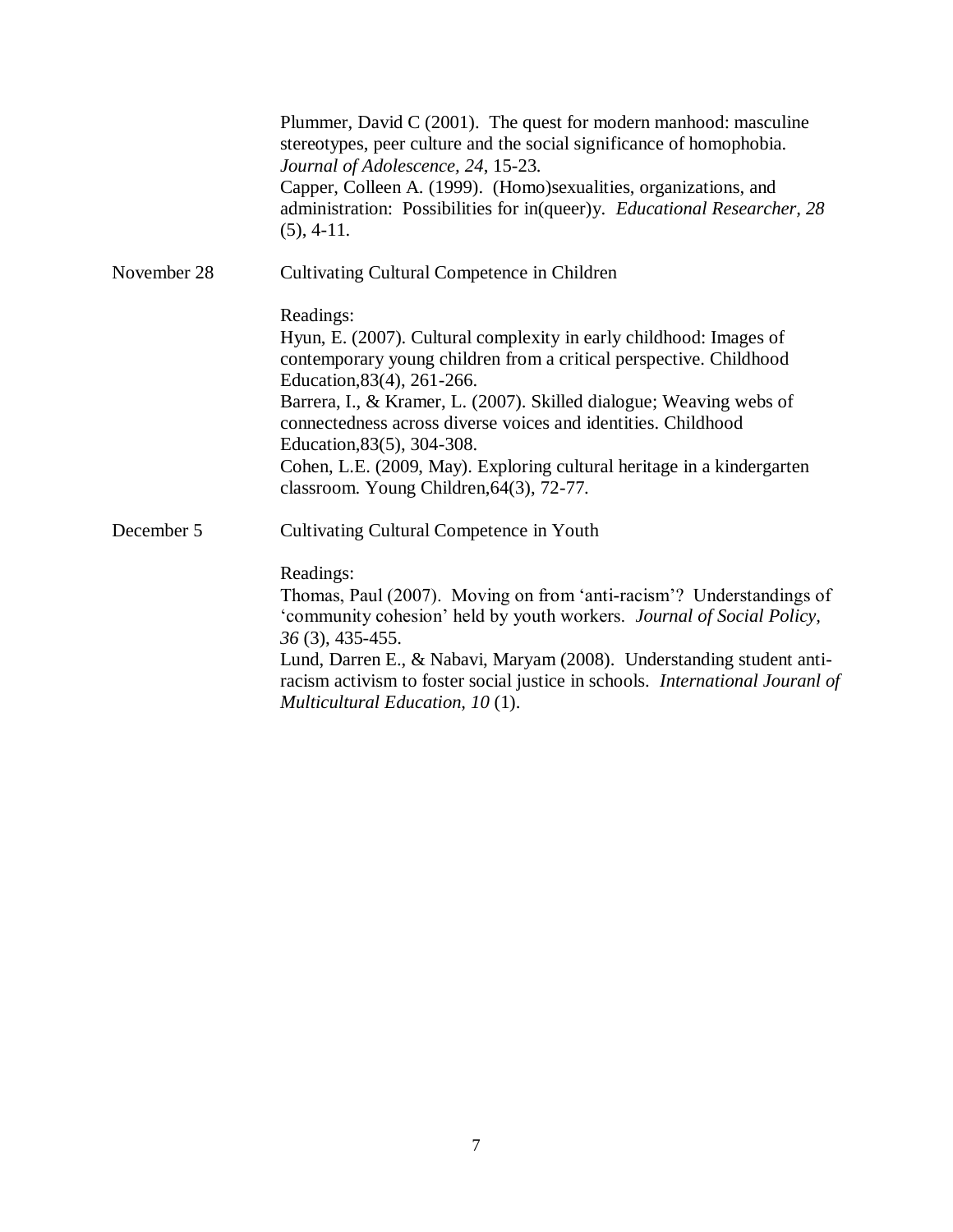Plummer, David C (2001). The quest for modern manhood: masculine stereotypes, peer culture and the social significance of homophobia. *Journal of Adolescence, 24*, 15-23.
Capper, Colleen A. (1999). (Homo)sexualities, organizations, and administration: Possibilities for in(queer)y. *Educational Researcher, 28* (5), 4-11.

November 28 — Cultivating Cultural Competence in Children

Readings:
Hyun, E. (2007). Cultural complexity in early childhood: Images of contemporary young children from a critical perspective. Childhood Education,83(4), 261-266.
Barrera, I., & Kramer, L. (2007). Skilled dialogue; Weaving webs of connectedness across diverse voices and identities. Childhood Education,83(5), 304-308.
Cohen, L.E. (2009, May). Exploring cultural heritage in a kindergarten classroom. Young Children,64(3), 72-77.

December 5 — Cultivating Cultural Competence in Youth

Readings:
Thomas, Paul (2007). Moving on from 'anti-racism'? Understandings of 'community cohesion' held by youth workers. *Journal of Social Policy, 36* (3), 435-455.
Lund, Darren E., & Nabavi, Maryam (2008). Understanding student anti-racism activism to foster social justice in schools. *International Jouranl of Multicultural Education, 10* (1).